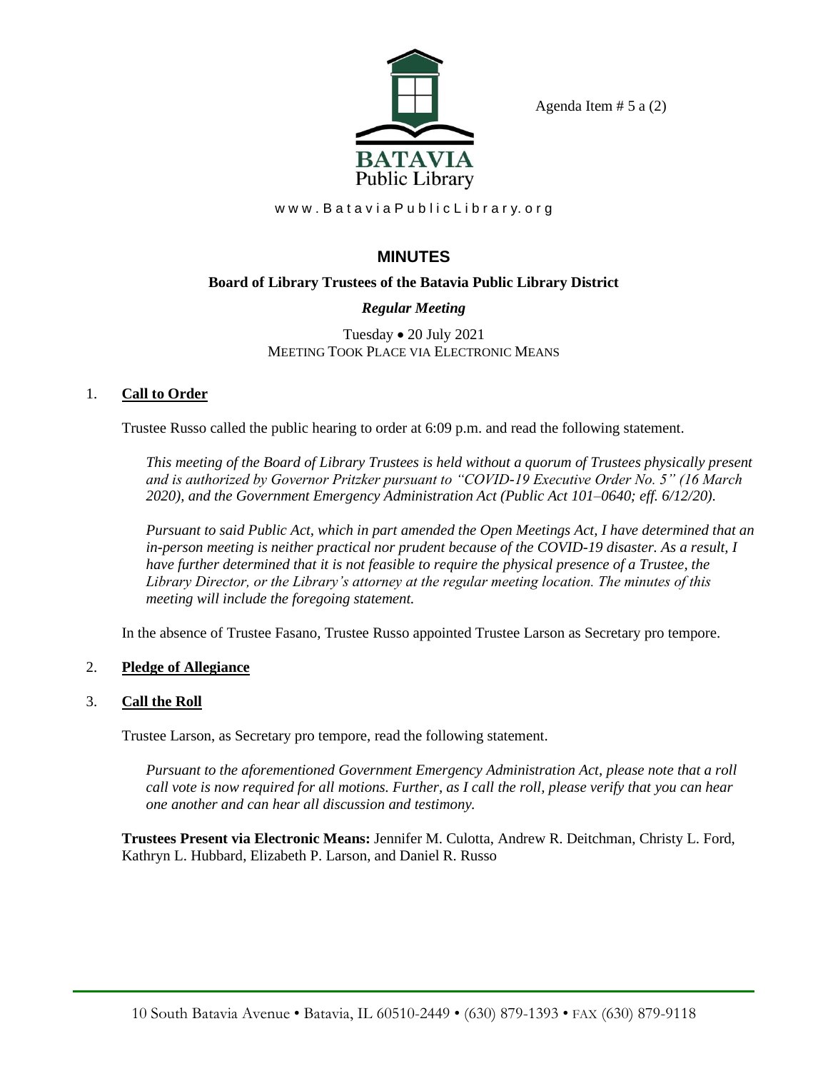Agenda Item # 5 a (2)

BATAVIA Public Library

w w w . B a t a v i a P u b l i c L i b r a r y . o r g

# MINUTES

**Board of Library Trustees of the Batavia Public Library District**

***Regular Meeting***

Tuesday • 20 July 2021
MEETING TOOK PLACE VIA ELECTRONIC MEANS

1. **Call to Order**

   Trustee Russo called the public hearing to order at 6:09 p.m. and read the following statement.

   *This meeting of the Board of Library Trustees is held without a quorum of Trustees physically present and is authorized by Governor Pritzker pursuant to "COVID-19 Executive Order No. 5" (16 March 2020), and the Government Emergency Administration Act (Public Act 101–0640; eff. 6/12/20).*

   *Pursuant to said Public Act, which in part amended the Open Meetings Act, I have determined that an in-person meeting is neither practical nor prudent because of the COVID-19 disaster. As a result, I have further determined that it is not feasible to require the physical presence of a Trustee, the Library Director, or the Library's attorney at the regular meeting location. The minutes of this meeting will include the foregoing statement.*

   In the absence of Trustee Fasano, Trustee Russo appointed Trustee Larson as Secretary pro tempore.

2. **Pledge of Allegiance**

3. **Call the Roll**

   Trustee Larson, as Secretary pro tempore, read the following statement.

   *Pursuant to the aforementioned Government Emergency Administration Act, please note that a roll call vote is now required for all motions. Further, as I call the roll, please verify that you can hear one another and can hear all discussion and testimony.*

   **Trustees Present via Electronic Means:** Jennifer M. Culotta, Andrew R. Deitchman, Christy L. Ford, Kathryn L. Hubbard, Elizabeth P. Larson, and Daniel R. Russo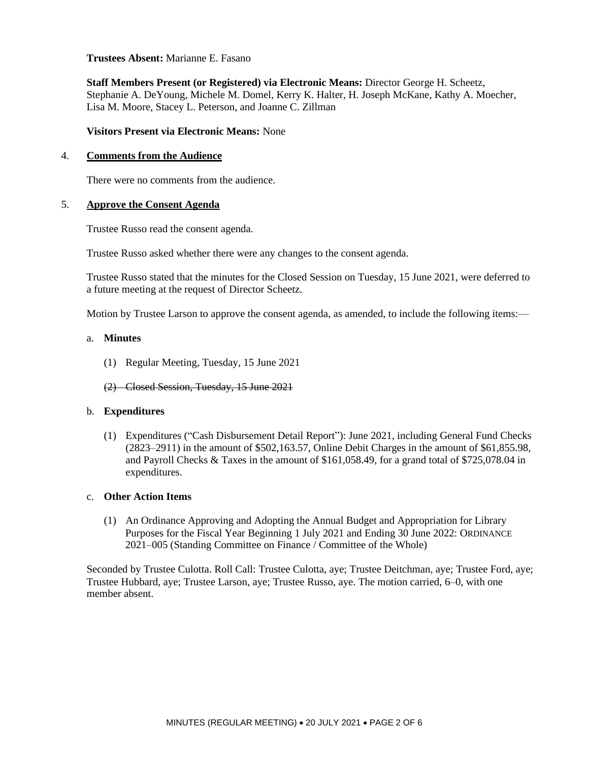**Trustees Absent:** Marianne E. Fasano

**Staff Members Present (or Registered) via Electronic Means:** Director George H. Scheetz, Stephanie A. DeYoung, Michele M. Domel, Kerry K. Halter, H. Joseph McKane, Kathy A. Moecher, Lisa M. Moore, Stacey L. Peterson, and Joanne C. Zillman

**Visitors Present via Electronic Means:** None

4. **Comments from the Audience**

   There were no comments from the audience.

5. **Approve the Consent Agenda**

   Trustee Russo read the consent agenda.

   Trustee Russo asked whether there were any changes to the consent agenda.

   Trustee Russo stated that the minutes for the Closed Session on Tuesday, 15 June 2021, were deferred to a future meeting at the request of Director Scheetz.

   Motion by Trustee Larson to approve the consent agenda, as amended, to include the following items:—

   a. **Minutes**

      (1) Regular Meeting, Tuesday, 15 June 2021

      ~~(2) Closed Session, Tuesday, 15 June 2021~~

   b. **Expenditures**

      (1) Expenditures ("Cash Disbursement Detail Report"): June 2021, including General Fund Checks (2823–2911) in the amount of $502,163.57, Online Debit Charges in the amount of $61,855.98, and Payroll Checks & Taxes in the amount of $161,058.49, for a grand total of $725,078.04 in expenditures.

   c. **Other Action Items**

      (1) An Ordinance Approving and Adopting the Annual Budget and Appropriation for Library Purposes for the Fiscal Year Beginning 1 July 2021 and Ending 30 June 2022: ORDINANCE 2021–005 (Standing Committee on Finance / Committee of the Whole)

   Seconded by Trustee Culotta. Roll Call: Trustee Culotta, aye; Trustee Deitchman, aye; Trustee Ford, aye; Trustee Hubbard, aye; Trustee Larson, aye; Trustee Russo, aye. The motion carried, 6–0, with one member absent.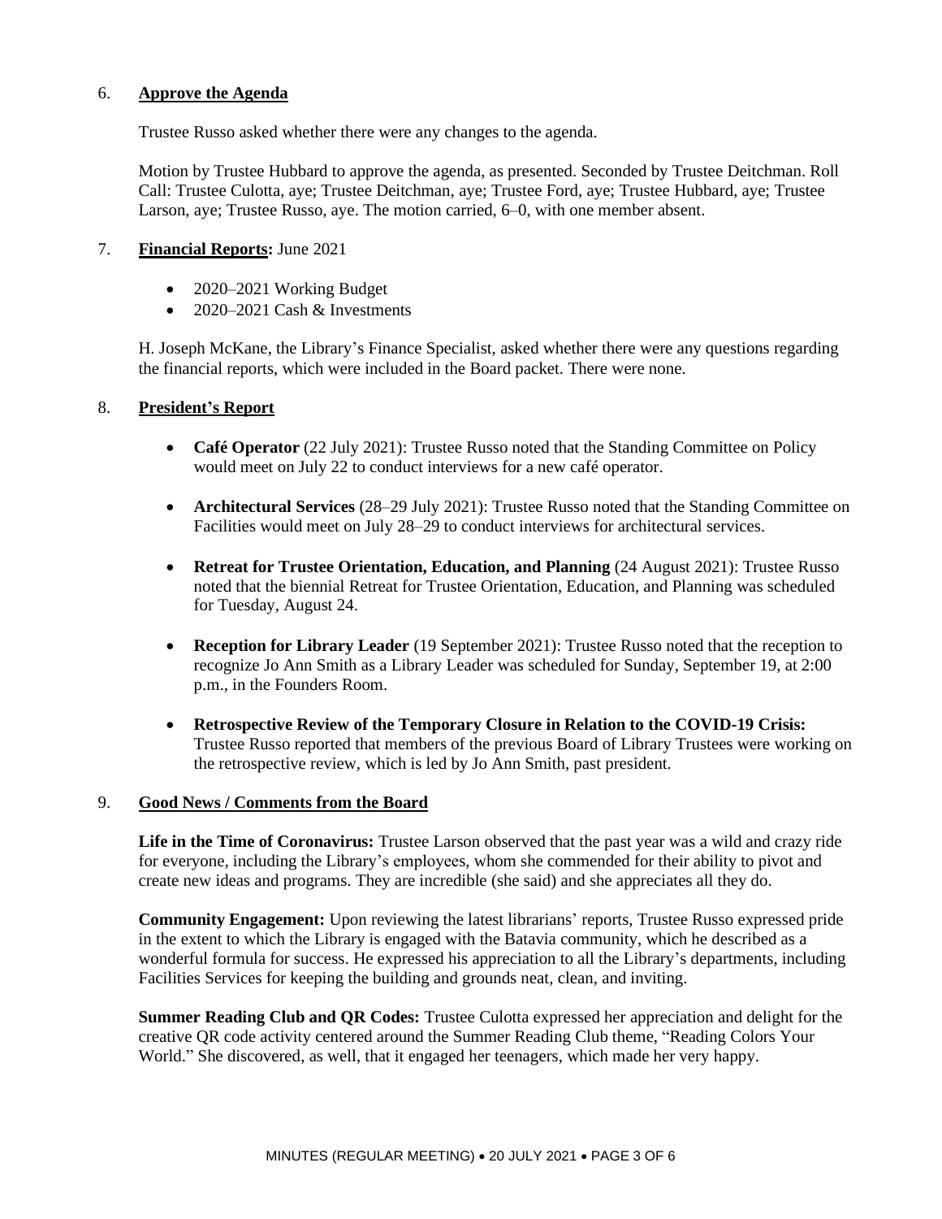6. **Approve the Agenda**

Trustee Russo asked whether there were any changes to the agenda.

Motion by Trustee Hubbard to approve the agenda, as presented. Seconded by Trustee Deitchman. Roll Call: Trustee Culotta, aye; Trustee Deitchman, aye; Trustee Ford, aye; Trustee Hubbard, aye; Trustee Larson, aye; Trustee Russo, aye. The motion carried, 6–0, with one member absent.

7. **Financial Reports:** June 2021

- 2020–2021 Working Budget
- 2020–2021 Cash & Investments

H. Joseph McKane, the Library's Finance Specialist, asked whether there were any questions regarding the financial reports, which were included in the Board packet. There were none.

8. **President's Report**

- **Café Operator** (22 July 2021): Trustee Russo noted that the Standing Committee on Policy would meet on July 22 to conduct interviews for a new café operator.
- **Architectural Services** (28–29 July 2021): Trustee Russo noted that the Standing Committee on Facilities would meet on July 28–29 to conduct interviews for architectural services.
- **Retreat for Trustee Orientation, Education, and Planning** (24 August 2021): Trustee Russo noted that the biennial Retreat for Trustee Orientation, Education, and Planning was scheduled for Tuesday, August 24.
- **Reception for Library Leader** (19 September 2021): Trustee Russo noted that the reception to recognize Jo Ann Smith as a Library Leader was scheduled for Sunday, September 19, at 2:00 p.m., in the Founders Room.
- **Retrospective Review of the Temporary Closure in Relation to the COVID-19 Crisis:** Trustee Russo reported that members of the previous Board of Library Trustees were working on the retrospective review, which is led by Jo Ann Smith, past president.

9. **Good News / Comments from the Board**

**Life in the Time of Coronavirus:** Trustee Larson observed that the past year was a wild and crazy ride for everyone, including the Library's employees, whom she commended for their ability to pivot and create new ideas and programs. They are incredible (she said) and she appreciates all they do.

**Community Engagement:** Upon reviewing the latest librarians' reports, Trustee Russo expressed pride in the extent to which the Library is engaged with the Batavia community, which he described as a wonderful formula for success. He expressed his appreciation to all the Library's departments, including Facilities Services for keeping the building and grounds neat, clean, and inviting.

**Summer Reading Club and QR Codes:** Trustee Culotta expressed her appreciation and delight for the creative QR code activity centered around the Summer Reading Club theme, "Reading Colors Your World." She discovered, as well, that it engaged her teenagers, which made her very happy.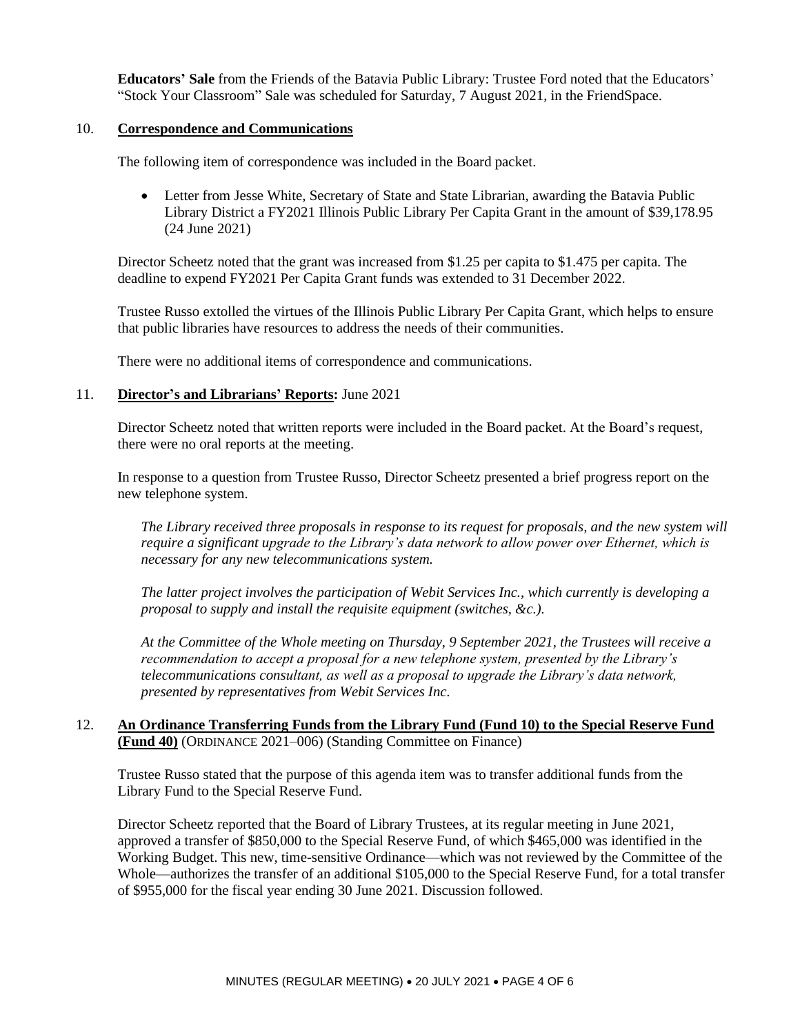**Educators' Sale** from the Friends of the Batavia Public Library: Trustee Ford noted that the Educators' "Stock Your Classroom" Sale was scheduled for Saturday, 7 August 2021, in the FriendSpace.

10. **Correspondence and Communications**

The following item of correspondence was included in the Board packet.

- Letter from Jesse White, Secretary of State and State Librarian, awarding the Batavia Public Library District a FY2021 Illinois Public Library Per Capita Grant in the amount of $39,178.95 (24 June 2021)

Director Scheetz noted that the grant was increased from $1.25 per capita to $1.475 per capita. The deadline to expend FY2021 Per Capita Grant funds was extended to 31 December 2022.

Trustee Russo extolled the virtues of the Illinois Public Library Per Capita Grant, which helps to ensure that public libraries have resources to address the needs of their communities.

There were no additional items of correspondence and communications.

11. **Director's and Librarians' Reports:** June 2021

Director Scheetz noted that written reports were included in the Board packet. At the Board's request, there were no oral reports at the meeting.

In response to a question from Trustee Russo, Director Scheetz presented a brief progress report on the new telephone system.

*The Library received three proposals in response to its request for proposals, and the new system will require a significant upgrade to the Library's data network to allow power over Ethernet, which is necessary for any new telecommunications system.*

*The latter project involves the participation of Webit Services Inc., which currently is developing a proposal to supply and install the requisite equipment (switches, &c.).*

*At the Committee of the Whole meeting on Thursday, 9 September 2021, the Trustees will receive a recommendation to accept a proposal for a new telephone system, presented by the Library's telecommunications consultant, as well as a proposal to upgrade the Library's data network, presented by representatives from Webit Services Inc.*

12. **An Ordinance Transferring Funds from the Library Fund (Fund 10) to the Special Reserve Fund (Fund 40)** (ORDINANCE 2021–006) (Standing Committee on Finance)

Trustee Russo stated that the purpose of this agenda item was to transfer additional funds from the Library Fund to the Special Reserve Fund.

Director Scheetz reported that the Board of Library Trustees, at its regular meeting in June 2021, approved a transfer of $850,000 to the Special Reserve Fund, of which $465,000 was identified in the Working Budget. This new, time-sensitive Ordinance—which was not reviewed by the Committee of the Whole—authorizes the transfer of an additional $105,000 to the Special Reserve Fund, for a total transfer of $955,000 for the fiscal year ending 30 June 2021. Discussion followed.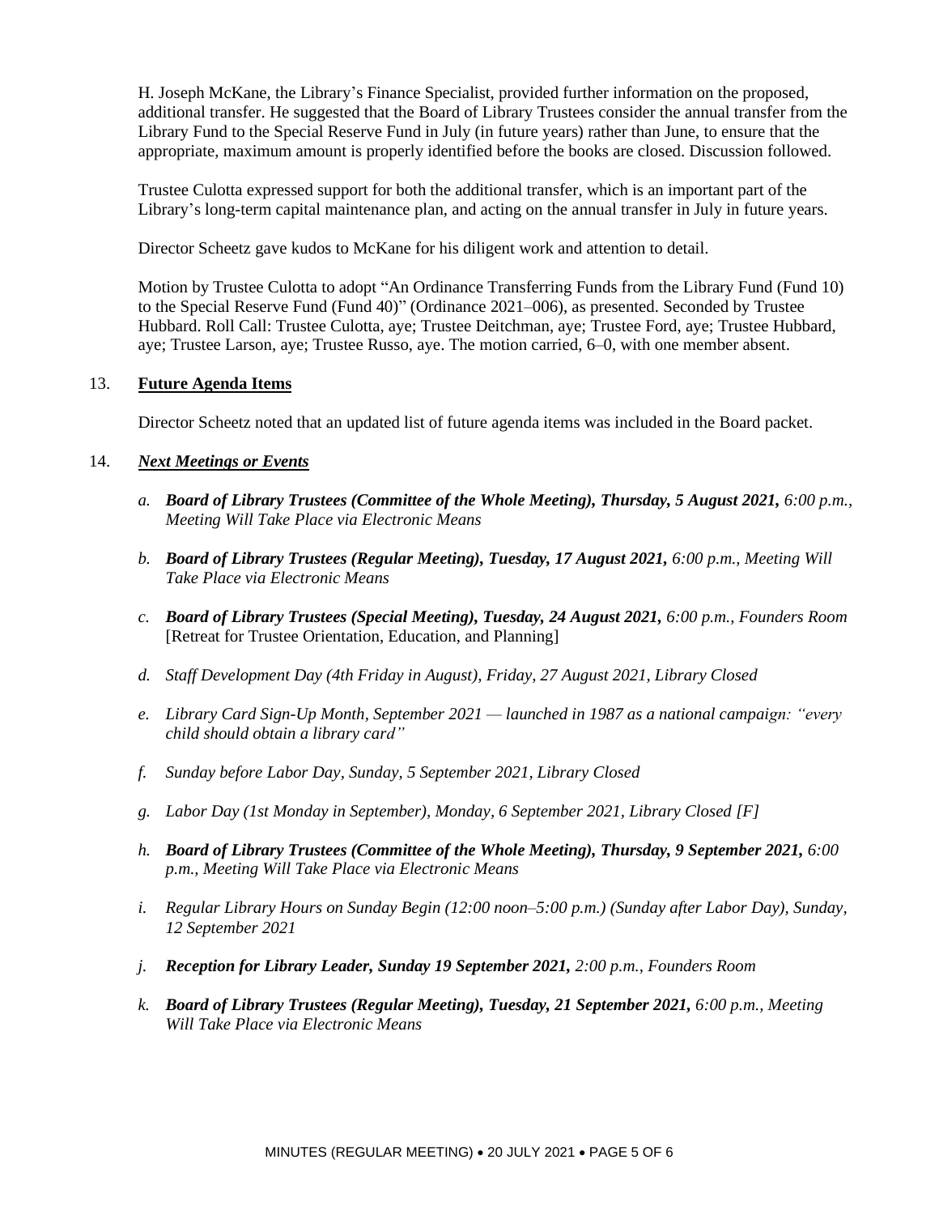H. Joseph McKane, the Library's Finance Specialist, provided further information on the proposed, additional transfer. He suggested that the Board of Library Trustees consider the annual transfer from the Library Fund to the Special Reserve Fund in July (in future years) rather than June, to ensure that the appropriate, maximum amount is properly identified before the books are closed. Discussion followed.

Trustee Culotta expressed support for both the additional transfer, which is an important part of the Library's long-term capital maintenance plan, and acting on the annual transfer in July in future years.

Director Scheetz gave kudos to McKane for his diligent work and attention to detail.

Motion by Trustee Culotta to adopt "An Ordinance Transferring Funds from the Library Fund (Fund 10) to the Special Reserve Fund (Fund 40)" (Ordinance 2021–006), as presented. Seconded by Trustee Hubbard. Roll Call: Trustee Culotta, aye; Trustee Deitchman, aye; Trustee Ford, aye; Trustee Hubbard, aye; Trustee Larson, aye; Trustee Russo, aye. The motion carried, 6–0, with one member absent.

13. **Future Agenda Items**

Director Scheetz noted that an updated list of future agenda items was included in the Board packet.

14. ***Next Meetings or Events***

*a.* ***Board of Library Trustees (Committee of the Whole Meeting), Thursday, 5 August 2021,*** *6:00 p.m., Meeting Will Take Place via Electronic Means*

*b.* ***Board of Library Trustees (Regular Meeting), Tuesday, 17 August 2021,*** *6:00 p.m., Meeting Will Take Place via Electronic Means*

*c.* ***Board of Library Trustees (Special Meeting), Tuesday, 24 August 2021,*** *6:00 p.m., Founders Room* [Retreat for Trustee Orientation, Education, and Planning]

*d. Staff Development Day (4th Friday in August), Friday, 27 August 2021, Library Closed*

*e. Library Card Sign-Up Month, September 2021 — launched in 1987 as a national campaign: "every child should obtain a library card"*

*f. Sunday before Labor Day, Sunday, 5 September 2021, Library Closed*

*g. Labor Day (1st Monday in September), Monday, 6 September 2021, Library Closed [F]*

*h.* ***Board of Library Trustees (Committee of the Whole Meeting), Thursday, 9 September 2021,*** *6:00 p.m., Meeting Will Take Place via Electronic Means*

*i. Regular Library Hours on Sunday Begin (12:00 noon–5:00 p.m.) (Sunday after Labor Day), Sunday, 12 September 2021*

*j.* ***Reception for Library Leader, Sunday 19 September 2021,*** *2:00 p.m., Founders Room*

*k.* ***Board of Library Trustees (Regular Meeting), Tuesday, 21 September 2021,*** *6:00 p.m., Meeting Will Take Place via Electronic Means*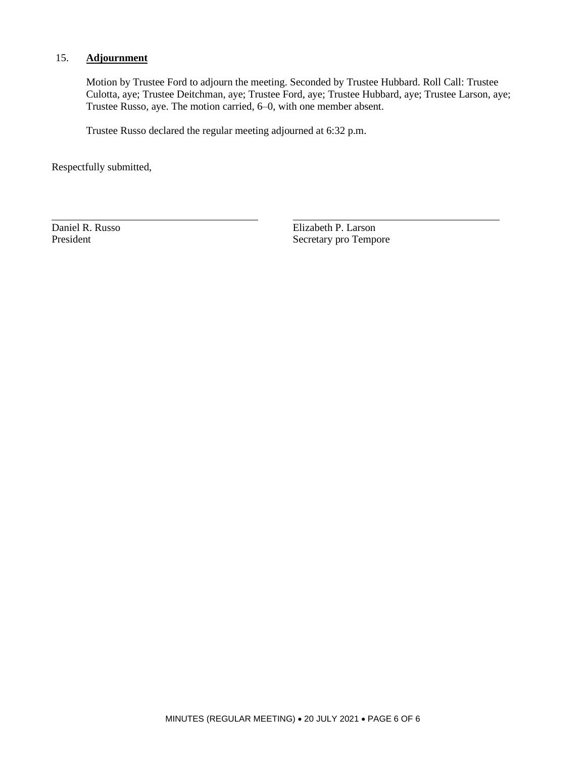15. **Adjournment**

Motion by Trustee Ford to adjourn the meeting. Seconded by Trustee Hubbard. Roll Call: Trustee Culotta, aye; Trustee Deitchman, aye; Trustee Ford, aye; Trustee Hubbard, aye; Trustee Larson, aye; Trustee Russo, aye. The motion carried, 6–0, with one member absent.

Trustee Russo declared the regular meeting adjourned at 6:32 p.m.

Respectfully submitted,

| | |
|---|---|
| Daniel R. Russo | Elizabeth P. Larson |
| President | Secretary pro Tempore |